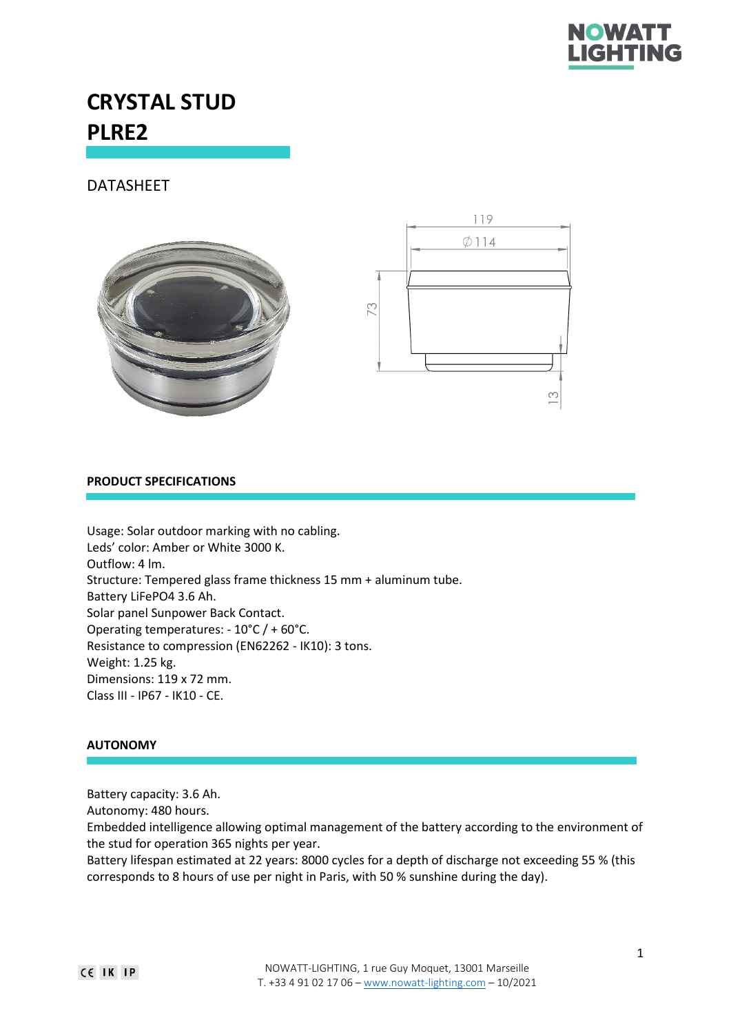# CRYSTAL STUD
# PLRE2

DATASHEET

## PRODUCT SPECIFICATIONS

Usage: Solar outdoor marking with no cabling.
Leds' color: Amber or White 3000 K.
Outflow: 4 lm.
Structure: Tempered glass frame thickness 15 mm + aluminum tube.
Battery LiFePO4 3.6 Ah.
Solar panel Sunpower Back Contact.
Operating temperatures: - 10°C / + 60°C.
Resistance to compression (EN62262 - IK10): 3 tons.
Weight: 1.25 kg.
Dimensions: 119 x 72 mm.
Class III - IP67 - IK10 - CE.

## AUTONOMY

Battery capacity: 3.6 Ah.
Autonomy: 480 hours.
Embedded intelligence allowing optimal management of the battery according to the environment of the stud for operation 365 nights per year.
Battery lifespan estimated at 22 years: 8000 cycles for a depth of discharge not exceeding 55 % (this corresponds to 8 hours of use per night in Paris, with 50 % sunshine during the day).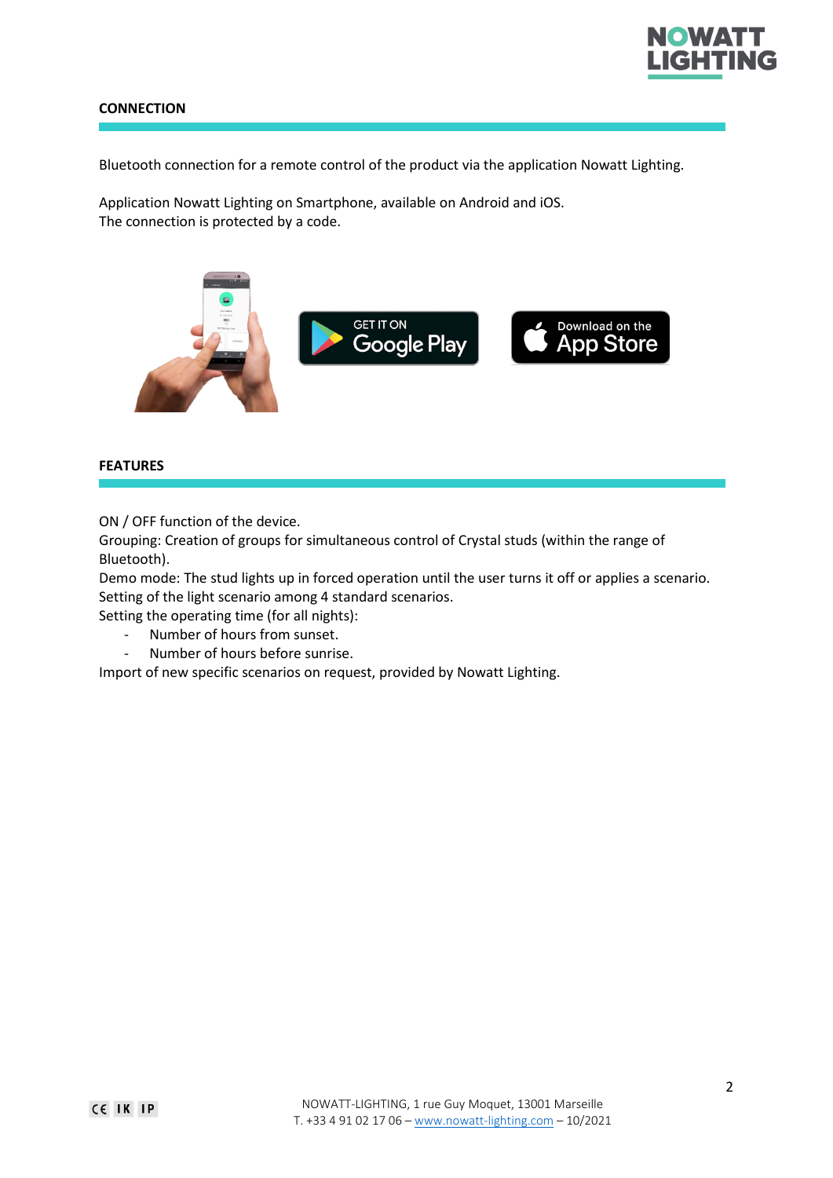## CONNECTION

Bluetooth connection for a remote control of the product via the application Nowatt Lighting.

Application Nowatt Lighting on Smartphone, available on Android and iOS.
The connection is protected by a code.

## FEATURES

ON / OFF function of the device.
Grouping: Creation of groups for simultaneous control of Crystal studs (within the range of Bluetooth).
Demo mode: The stud lights up in forced operation until the user turns it off or applies a scenario.
Setting of the light scenario among 4 standard scenarios.
Setting the operating time (for all nights):

- Number of hours from sunset.
- Number of hours before sunrise.

Import of new specific scenarios on request, provided by Nowatt Lighting.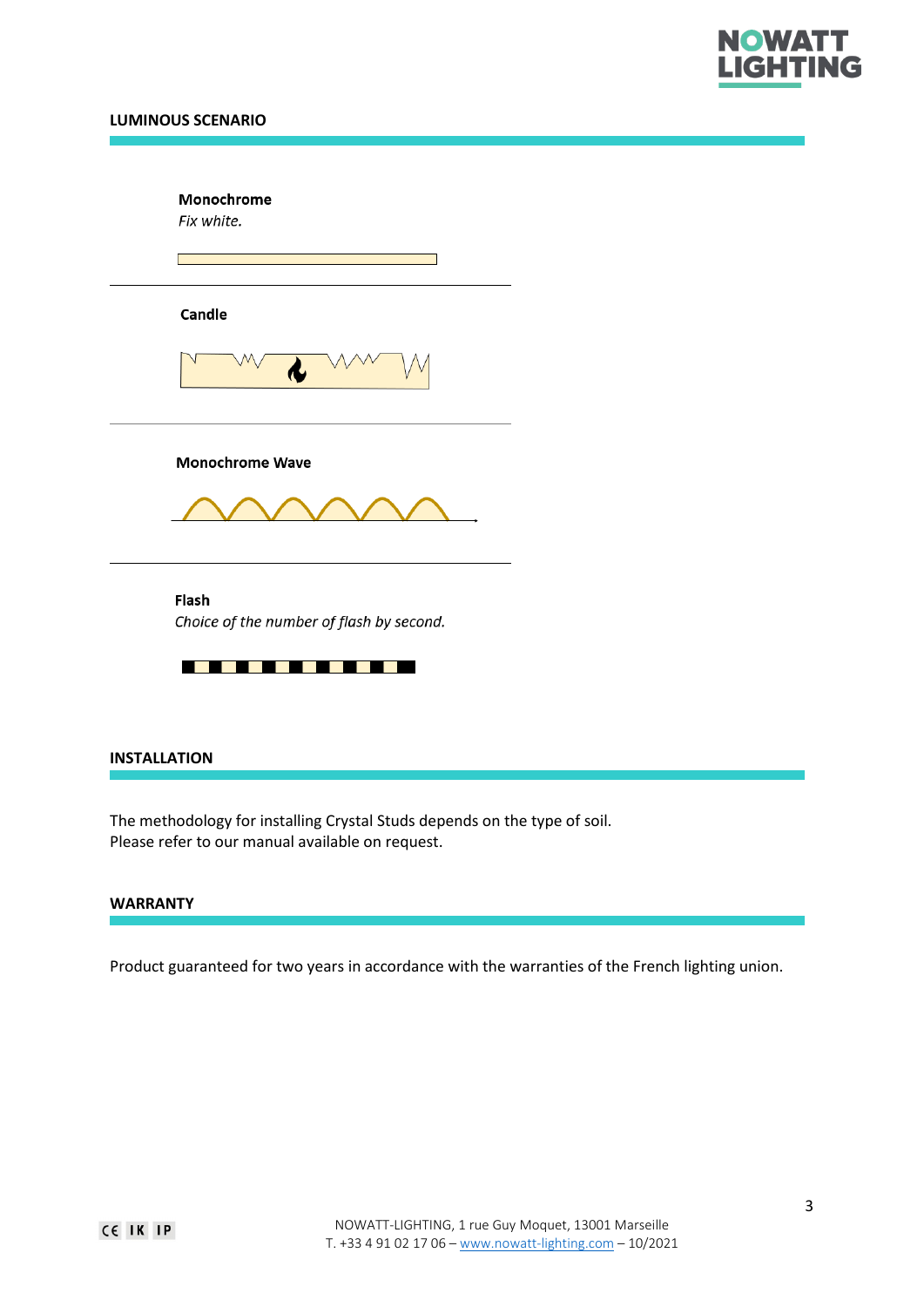## LUMINOUS SCENARIO

**Monochrome**

*Fix white.*

**Candle**

**Monochrome Wave**

**Flash**

*Choice of the number of flash by second.*

## INSTALLATION

The methodology for installing Crystal Studs depends on the type of soil.
Please refer to our manual available on request.

## WARRANTY

Product guaranteed for two years in accordance with the warranties of the French lighting union.